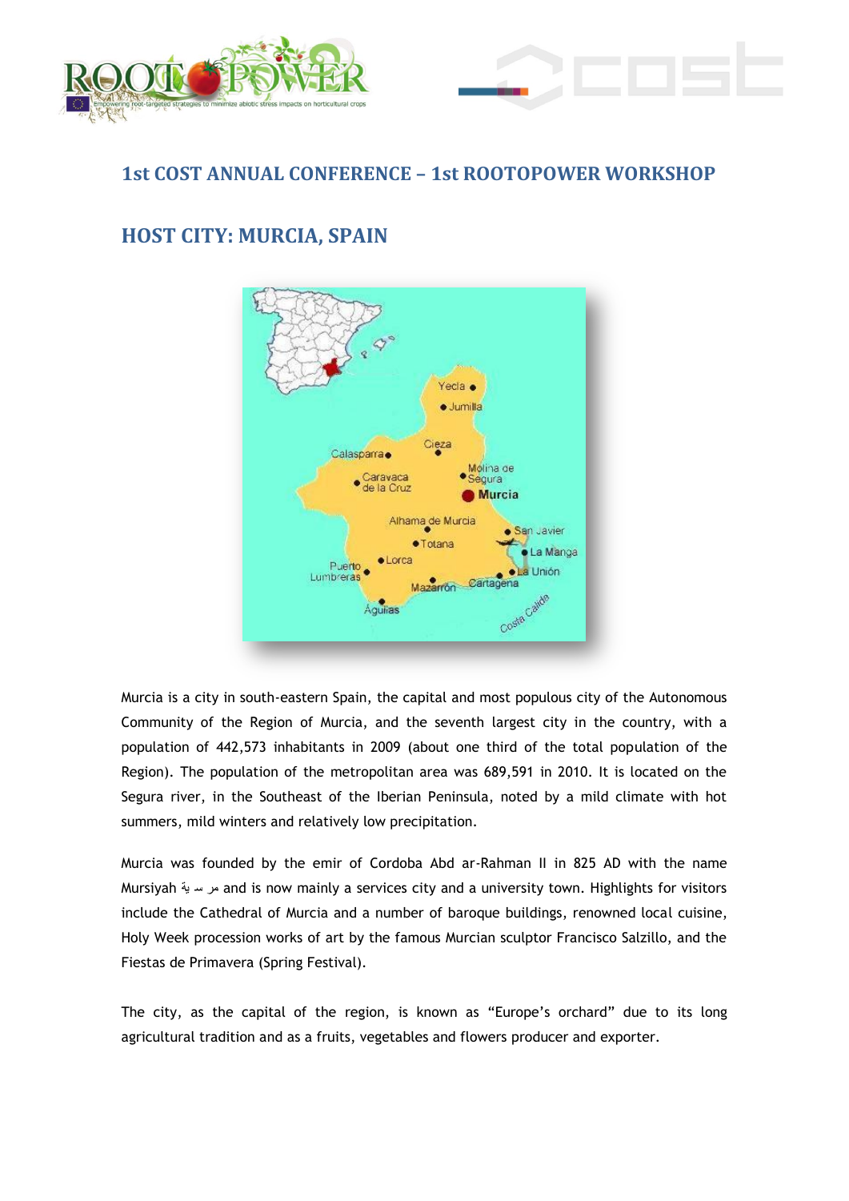## 1st COST ANNUAL CONFERENCE – 1st ROOTOPOWER WORKSHOP

## HOST CITY: MURCIA, SPAIN

Murcia is a city in south-eastern Spain, the capital and most populous city of the Autonomous Community of the Region of Murcia, and the seventh largest city in the country, with a population of 442,573 inhabitants in 2009 (about one third of the total population of the Region). The population of the metropolitan area was 689,591 in 2010. It is located on the Segura river, in the Southeast of the Iberian Peninsula, noted by a mild climate with hot summers, mild winters and relatively low precipitation.

Murcia was founded by the emir of Cordoba Abd ar-Rahman II in 825 AD with the name Mursiyah مرسية and is now mainly a services city and a university town. Highlights for visitors include the Cathedral of Murcia and a number of baroque buildings, renowned local cuisine, Holy Week procession works of art by the famous Murcian sculptor Francisco Salzillo, and the Fiestas de Primavera (Spring Festival).

The city, as the capital of the region, is known as "Europe's orchard" due to its long agricultural tradition and as a fruits, vegetables and flowers producer and exporter.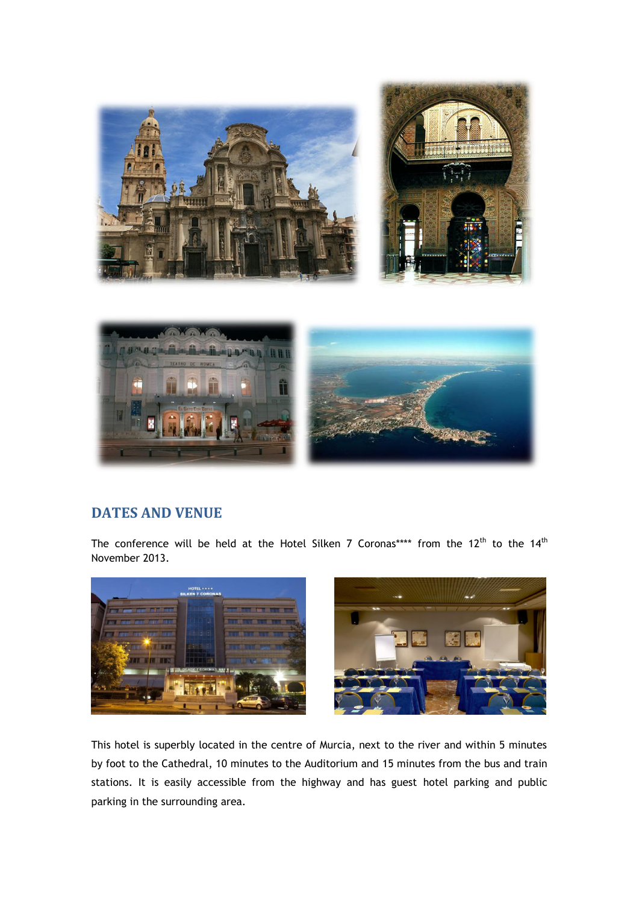## DATES AND VENUE

The conference will be held at the Hotel Silken 7 Coronas**** from the 12th to the 14th November 2013.

This hotel is superbly located in the centre of Murcia, next to the river and within 5 minutes by foot to the Cathedral, 10 minutes to the Auditorium and 15 minutes from the bus and train stations. It is easily accessible from the highway and has guest hotel parking and public parking in the surrounding area.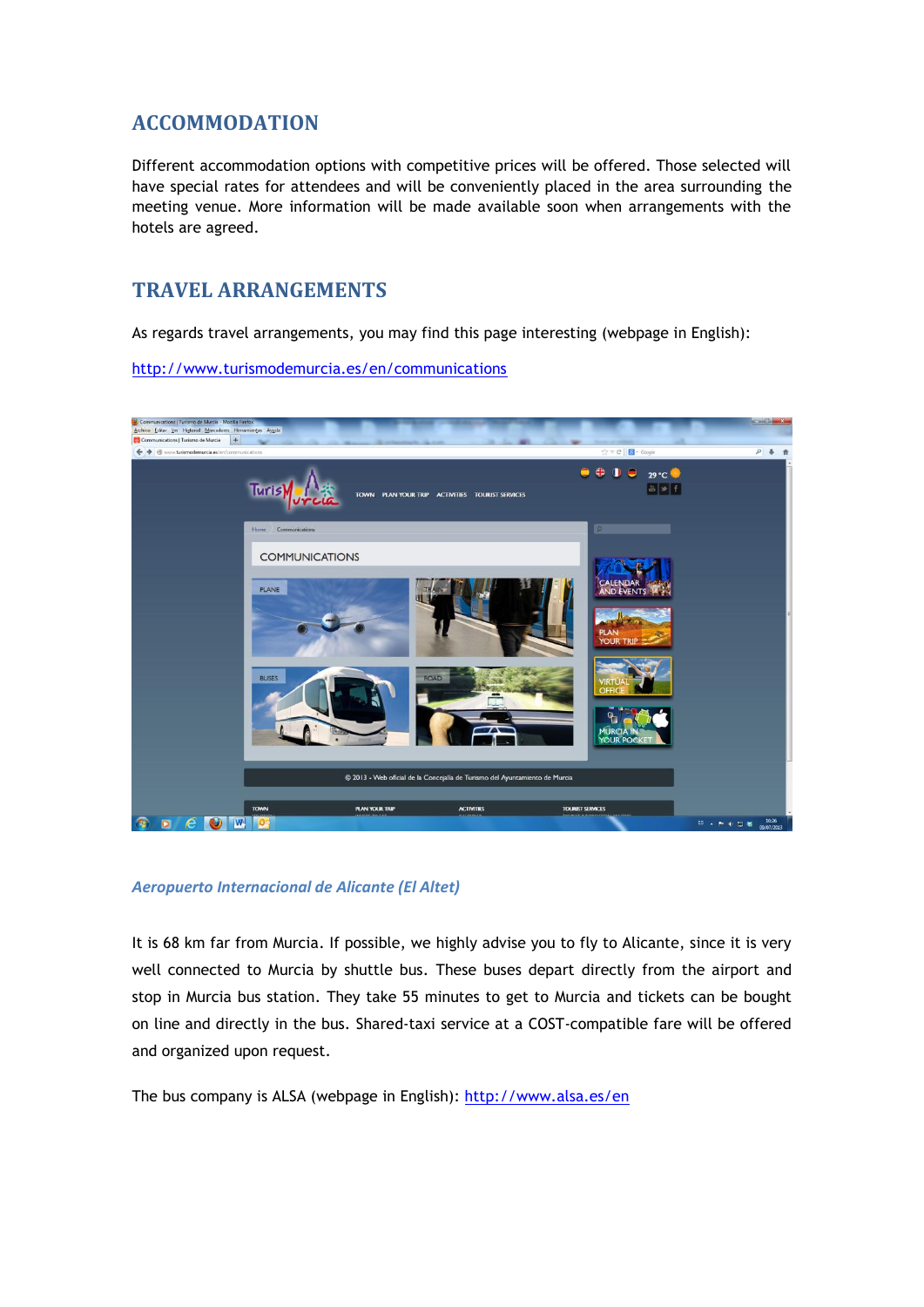## ACCOMMODATION

Different accommodation options with competitive prices will be offered. Those selected will have special rates for attendees and will be conveniently placed in the area surrounding the meeting venue. More information will be made available soon when arrangements with the hotels are agreed.

## TRAVEL ARRANGEMENTS

As regards travel arrangements, you may find this page interesting (webpage in English):

http://www.turismodemurcia.es/en/communications

### *Aeropuerto Internacional de Alicante (El Altet)*

It is 68 km far from Murcia. If possible, we highly advise you to fly to Alicante, since it is very well connected to Murcia by shuttle bus. These buses depart directly from the airport and stop in Murcia bus station. They take 55 minutes to get to Murcia and tickets can be bought on line and directly in the bus. Shared-taxi service at a COST-compatible fare will be offered and organized upon request.

The bus company is ALSA (webpage in English): http://www.alsa.es/en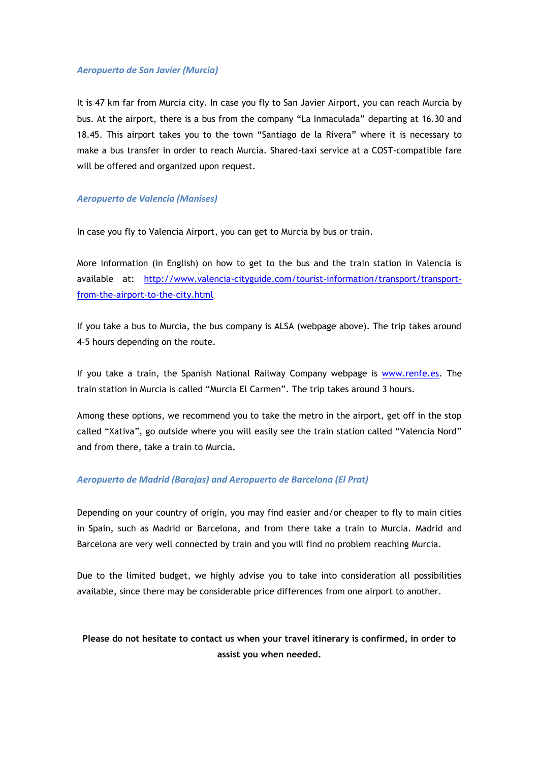### *Aeropuerto de San Javier (Murcia)*

It is 47 km far from Murcia city. In case you fly to San Javier Airport, you can reach Murcia by bus. At the airport, there is a bus from the company "La Inmaculada" departing at 16.30 and 18.45. This airport takes you to the town "Santiago de la Rivera" where it is necessary to make a bus transfer in order to reach Murcia. Shared-taxi service at a COST-compatible fare will be offered and organized upon request.

### *Aeropuerto de Valencia (Manises)*

In case you fly to Valencia Airport, you can get to Murcia by bus or train.

More information (in English) on how to get to the bus and the train station in Valencia is available at: [http://www.valencia-cityguide.com/tourist-information/transport/transport-from-the-airport-to-the-city.html](http://www.valencia-cityguide.com/tourist-information/transport/transport-from-the-airport-to-the-city.html)

If you take a bus to Murcia, the bus company is ALSA (webpage above). The trip takes around 4-5 hours depending on the route.

If you take a train, the Spanish National Railway Company webpage is [www.renfe.es](http://www.renfe.es). The train station in Murcia is called "Murcia El Carmen". The trip takes around 3 hours.

Among these options, we recommend you to take the metro in the airport, get off in the stop called "Xativa", go outside where you will easily see the train station called "Valencia Nord" and from there, take a train to Murcia.

### *Aeropuerto de Madrid (Barajas) and Aeropuerto de Barcelona (El Prat)*

Depending on your country of origin, you may find easier and/or cheaper to fly to main cities in Spain, such as Madrid or Barcelona, and from there take a train to Murcia. Madrid and Barcelona are very well connected by train and you will find no problem reaching Murcia.

Due to the limited budget, we highly advise you to take into consideration all possibilities available, since there may be considerable price differences from one airport to another.

**Please do not hesitate to contact us when your travel itinerary is confirmed, in order to assist you when needed.**